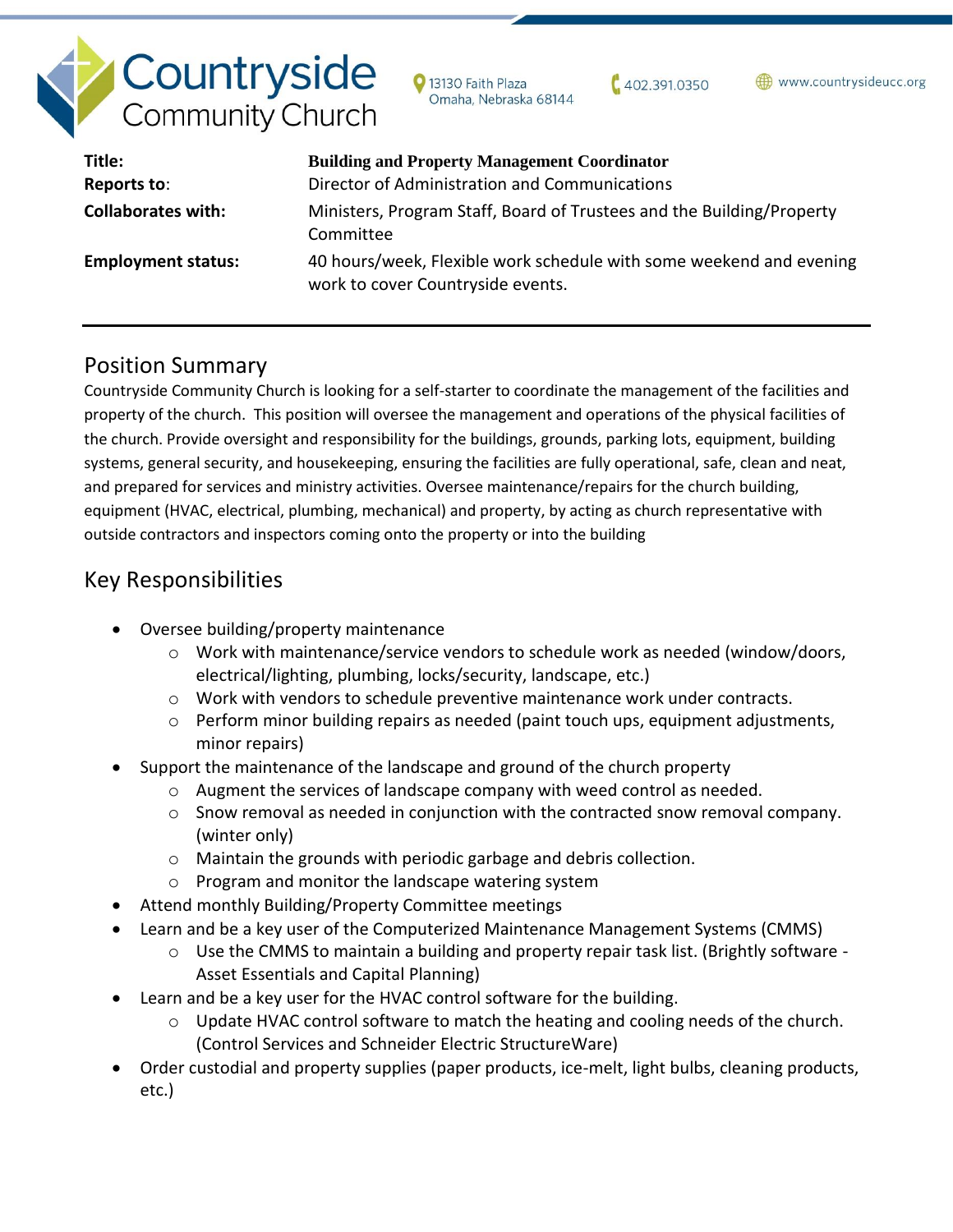# Countryside Community Church

13130 Faith Plaza
Omaha, Nebraska 68144

402.391.0350

www.countrysideucc.org

| | |
|---|---|
| **Title:** | **Building and Property Management Coordinator** |
| **Reports to**: | Director of Administration and Communications |
| **Collaborates with:** | Ministers, Program Staff, Board of Trustees and the Building/Property Committee |
| **Employment status:** | 40 hours/week, Flexible work schedule with some weekend and evening work to cover Countryside events. |

## Position Summary

Countryside Community Church is looking for a self-starter to coordinate the management of the facilities and property of the church. This position will oversee the management and operations of the physical facilities of the church. Provide oversight and responsibility for the buildings, grounds, parking lots, equipment, building systems, general security, and housekeeping, ensuring the facilities are fully operational, safe, clean and neat, and prepared for services and ministry activities. Oversee maintenance/repairs for the church building, equipment (HVAC, electrical, plumbing, mechanical) and property, by acting as church representative with outside contractors and inspectors coming onto the property or into the building

## Key Responsibilities

- Oversee building/property maintenance
  - Work with maintenance/service vendors to schedule work as needed (window/doors, electrical/lighting, plumbing, locks/security, landscape, etc.)
  - Work with vendors to schedule preventive maintenance work under contracts.
  - Perform minor building repairs as needed (paint touch ups, equipment adjustments, minor repairs)
- Support the maintenance of the landscape and ground of the church property
  - Augment the services of landscape company with weed control as needed.
  - Snow removal as needed in conjunction with the contracted snow removal company. (winter only)
  - Maintain the grounds with periodic garbage and debris collection.
  - Program and monitor the landscape watering system
- Attend monthly Building/Property Committee meetings
- Learn and be a key user of the Computerized Maintenance Management Systems (CMMS)
  - Use the CMMS to maintain a building and property repair task list. (Brightly software - Asset Essentials and Capital Planning)
- Learn and be a key user for the HVAC control software for the building.
  - Update HVAC control software to match the heating and cooling needs of the church. (Control Services and Schneider Electric StructureWare)
- Order custodial and property supplies (paper products, ice-melt, light bulbs, cleaning products, etc.)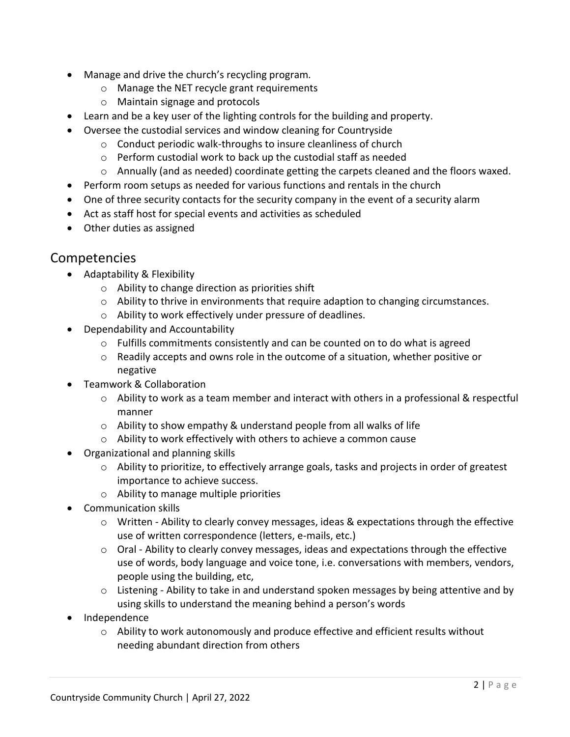- Manage and drive the church's recycling program.
  - Manage the NET recycle grant requirements
  - Maintain signage and protocols
- Learn and be a key user of the lighting controls for the building and property.
- Oversee the custodial services and window cleaning for Countryside
  - Conduct periodic walk-throughs to insure cleanliness of church
  - Perform custodial work to back up the custodial staff as needed
  - Annually (and as needed) coordinate getting the carpets cleaned and the floors waxed.
- Perform room setups as needed for various functions and rentals in the church
- One of three security contacts for the security company in the event of a security alarm
- Act as staff host for special events and activities as scheduled
- Other duties as assigned

## Competencies

- Adaptability & Flexibility
  - Ability to change direction as priorities shift
  - Ability to thrive in environments that require adaption to changing circumstances.
  - Ability to work effectively under pressure of deadlines.
- Dependability and Accountability
  - Fulfills commitments consistently and can be counted on to do what is agreed
  - Readily accepts and owns role in the outcome of a situation, whether positive or negative
- Teamwork & Collaboration
  - Ability to work as a team member and interact with others in a professional & respectful manner
  - Ability to show empathy & understand people from all walks of life
  - Ability to work effectively with others to achieve a common cause
- Organizational and planning skills
  - Ability to prioritize, to effectively arrange goals, tasks and projects in order of greatest importance to achieve success.
  - Ability to manage multiple priorities
- Communication skills
  - Written - Ability to clearly convey messages, ideas & expectations through the effective use of written correspondence (letters, e-mails, etc.)
  - Oral - Ability to clearly convey messages, ideas and expectations through the effective use of words, body language and voice tone, i.e. conversations with members, vendors, people using the building, etc,
  - Listening - Ability to take in and understand spoken messages by being attentive and by using skills to understand the meaning behind a person's words
- Independence
  - Ability to work autonomously and produce effective and efficient results without needing abundant direction from others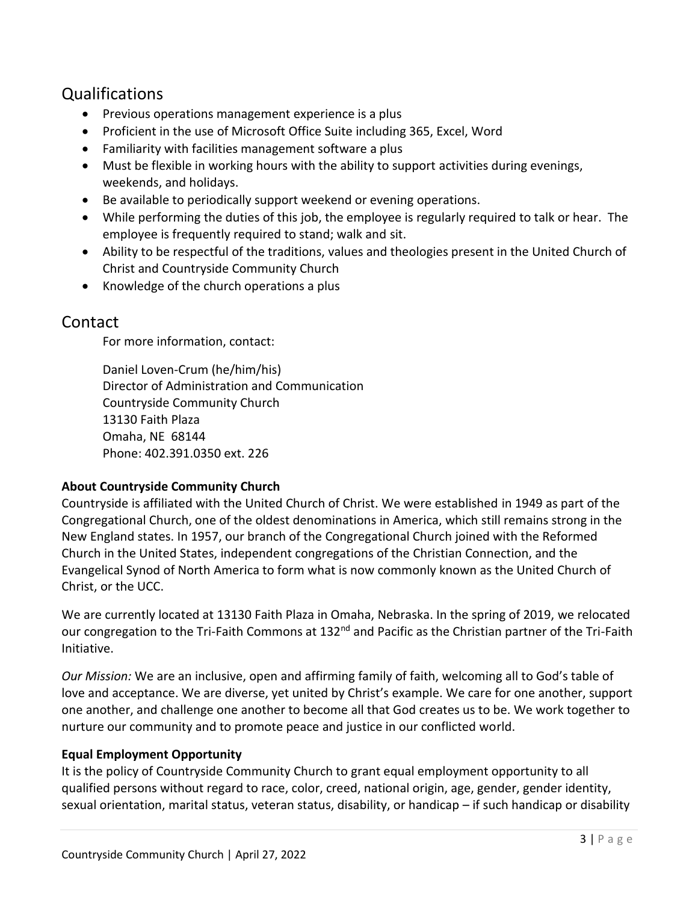## Qualifications

- Previous operations management experience is a plus
- Proficient in the use of Microsoft Office Suite including 365, Excel, Word
- Familiarity with facilities management software a plus
- Must be flexible in working hours with the ability to support activities during evenings, weekends, and holidays.
- Be available to periodically support weekend or evening operations.
- While performing the duties of this job, the employee is regularly required to talk or hear. The employee is frequently required to stand; walk and sit.
- Ability to be respectful of the traditions, values and theologies present in the United Church of Christ and Countryside Community Church
- Knowledge of the church operations a plus

## Contact

For more information, contact:

Daniel Loven-Crum (he/him/his)
Director of Administration and Communication
Countryside Community Church
13130 Faith Plaza
Omaha, NE 68144
Phone: 402.391.0350 ext. 226

**About Countryside Community Church**

Countryside is affiliated with the United Church of Christ. We were established in 1949 as part of the Congregational Church, one of the oldest denominations in America, which still remains strong in the New England states. In 1957, our branch of the Congregational Church joined with the Reformed Church in the United States, independent congregations of the Christian Connection, and the Evangelical Synod of North America to form what is now commonly known as the United Church of Christ, or the UCC.

We are currently located at 13130 Faith Plaza in Omaha, Nebraska. In the spring of 2019, we relocated our congregation to the Tri-Faith Commons at 132nd and Pacific as the Christian partner of the Tri-Faith Initiative.

*Our Mission:* We are an inclusive, open and affirming family of faith, welcoming all to God's table of love and acceptance. We are diverse, yet united by Christ's example. We care for one another, support one another, and challenge one another to become all that God creates us to be. We work together to nurture our community and to promote peace and justice in our conflicted world.

**Equal Employment Opportunity**

It is the policy of Countryside Community Church to grant equal employment opportunity to all qualified persons without regard to race, color, creed, national origin, age, gender, gender identity, sexual orientation, marital status, veteran status, disability, or handicap – if such handicap or disability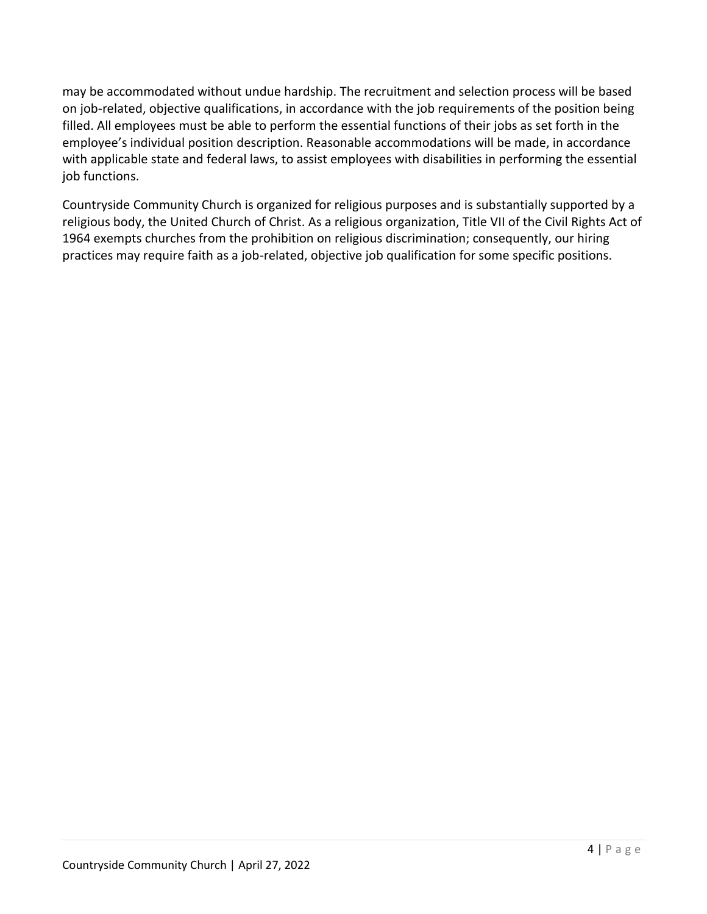may be accommodated without undue hardship. The recruitment and selection process will be based on job-related, objective qualifications, in accordance with the job requirements of the position being filled. All employees must be able to perform the essential functions of their jobs as set forth in the employee's individual position description. Reasonable accommodations will be made, in accordance with applicable state and federal laws, to assist employees with disabilities in performing the essential job functions.

Countryside Community Church is organized for religious purposes and is substantially supported by a religious body, the United Church of Christ. As a religious organization, Title VII of the Civil Rights Act of 1964 exempts churches from the prohibition on religious discrimination; consequently, our hiring practices may require faith as a job-related, objective job qualification for some specific positions.